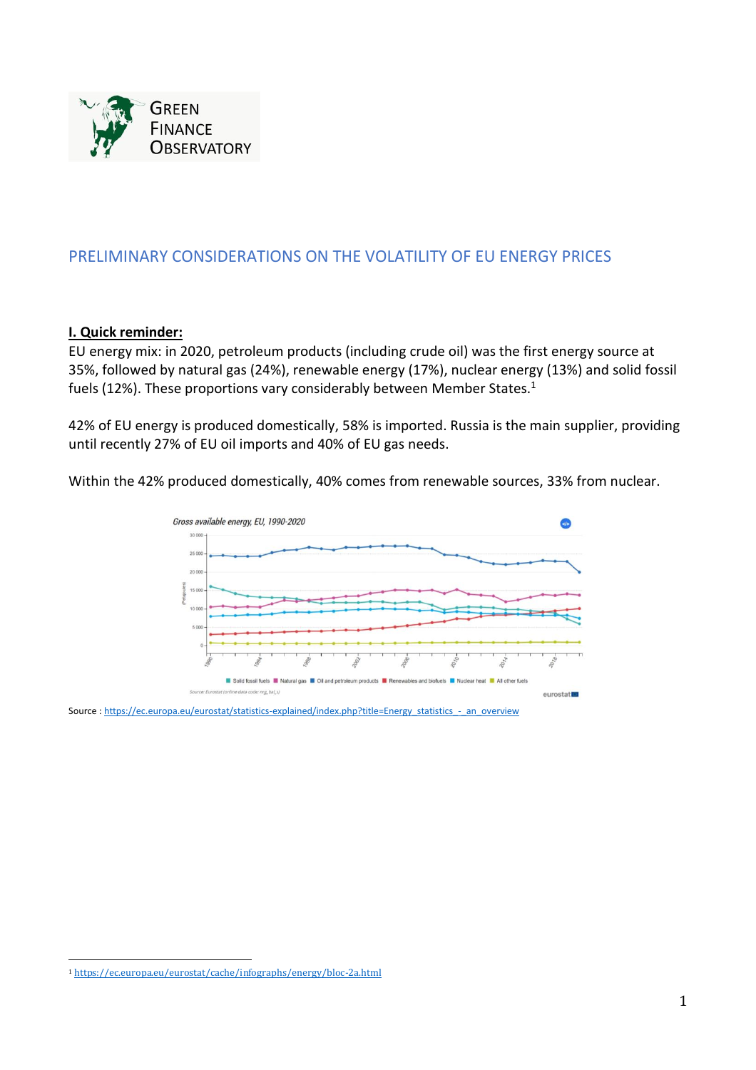# PRELIMINARY CONSIDERATIONS ON THE VOLATILITY OF EU ENERGY PRICES

## I. Quick reminder:

EU energy mix: in 2020, petroleum products (including crude oil) was the first energy source at 35%, followed by natural gas (24%), renewable energy (17%), nuclear energy (13%) and solid fossil fuels (12%). These proportions vary considerably between Member States.[1]

42% of EU energy is produced domestically, 58% is imported. Russia is the main supplier, providing until recently 27% of EU oil imports and 40% of EU gas needs.

Within the 42% produced domestically, 40% comes from renewable sources, 33% from nuclear.

Source : https://ec.europa.eu/eurostat/statistics-explained/index.php?title=Energy_statistics_-_an_overview

[1] https://ec.europa.eu/eurostat/cache/infographs/energy/bloc-2a.html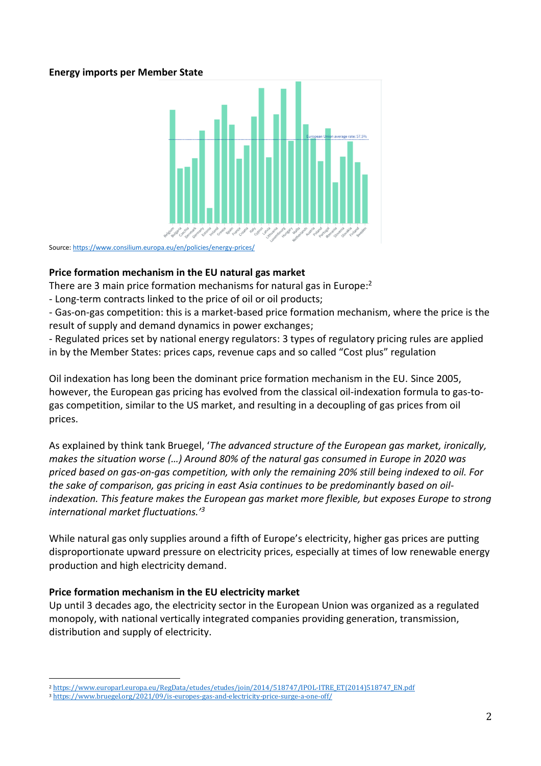**Energy imports per Member State**

Source: https://www.consilium.europa.eu/en/policies/energy-prices/

**Price formation mechanism in the EU natural gas market**

There are 3 main price formation mechanisms for natural gas in Europe:[2]

- Long-term contracts linked to the price of oil or oil products;
- Gas-on-gas competition: this is a market-based price formation mechanism, where the price is the result of supply and demand dynamics in power exchanges;
- Regulated prices set by national energy regulators: 3 types of regulatory pricing rules are applied in by the Member States: prices caps, revenue caps and so called "Cost plus" regulation

Oil indexation has long been the dominant price formation mechanism in the EU. Since 2005, however, the European gas pricing has evolved from the classical oil-indexation formula to gas-to-gas competition, similar to the US market, and resulting in a decoupling of gas prices from oil prices.

As explained by think tank Bruegel, '*The advanced structure of the European gas market, ironically, makes the situation worse (…) Around 80% of the natural gas consumed in Europe in 2020 was priced based on gas-on-gas competition, with only the remaining 20% still being indexed to oil. For the sake of comparison, gas pricing in east Asia continues to be predominantly based on oil-indexation. This feature makes the European gas market more flexible, but exposes Europe to strong international market fluctuations.*'[3]

While natural gas only supplies around a fifth of Europe's electricity, higher gas prices are putting disproportionate upward pressure on electricity prices, especially at times of low renewable energy production and high electricity demand.

**Price formation mechanism in the EU electricity market**

Up until 3 decades ago, the electricity sector in the European Union was organized as a regulated monopoly, with national vertically integrated companies providing generation, transmission, distribution and supply of electricity.

---

[2] https://www.europarl.europa.eu/RegData/etudes/etudes/join/2014/518747/IPOL-ITRE_ET(2014)518747_EN.pdf

[3] https://www.bruegel.org/2021/09/is-europes-gas-and-electricity-price-surge-a-one-off/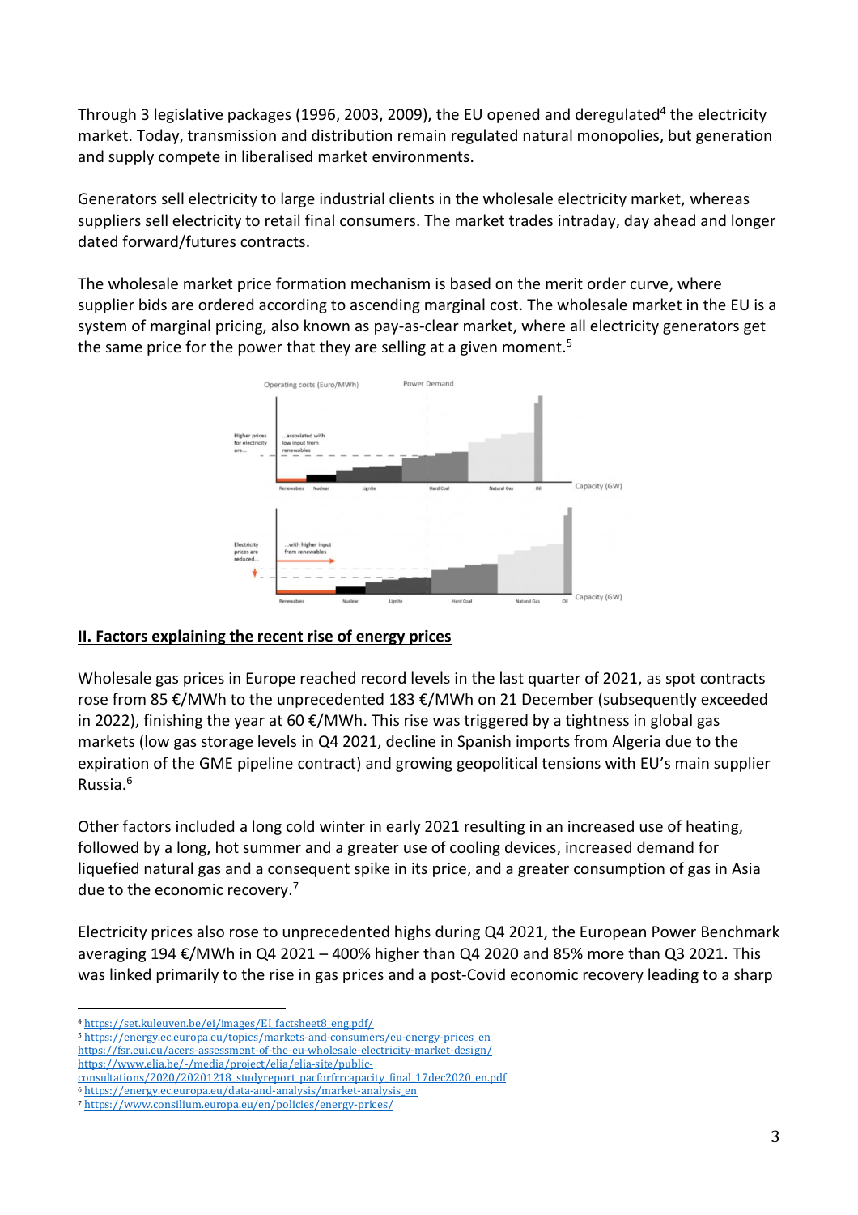Through 3 legislative packages (1996, 2003, 2009), the EU opened and deregulated[4] the electricity market. Today, transmission and distribution remain regulated natural monopolies, but generation and supply compete in liberalised market environments.

Generators sell electricity to large industrial clients in the wholesale electricity market, whereas suppliers sell electricity to retail final consumers. The market trades intraday, day ahead and longer dated forward/futures contracts.

The wholesale market price formation mechanism is based on the merit order curve, where supplier bids are ordered according to ascending marginal cost. The wholesale market in the EU is a system of marginal pricing, also known as pay-as-clear market, where all electricity generators get the same price for the power that they are selling at a given moment.[5]

## II. Factors explaining the recent rise of energy prices

Wholesale gas prices in Europe reached record levels in the last quarter of 2021, as spot contracts rose from 85 €/MWh to the unprecedented 183 €/MWh on 21 December (subsequently exceeded in 2022), finishing the year at 60 €/MWh. This rise was triggered by a tightness in global gas markets (low gas storage levels in Q4 2021, decline in Spanish imports from Algeria due to the expiration of the GME pipeline contract) and growing geopolitical tensions with EU's main supplier Russia.[6]

Other factors included a long cold winter in early 2021 resulting in an increased use of heating, followed by a long, hot summer and a greater use of cooling devices, increased demand for liquefied natural gas and a consequent spike in its price, and a greater consumption of gas in Asia due to the economic recovery.[7]

Electricity prices also rose to unprecedented highs during Q4 2021, the European Power Benchmark averaging 194 €/MWh in Q4 2021 – 400% higher than Q4 2020 and 85% more than Q3 2021. This was linked primarily to the rise in gas prices and a post-Covid economic recovery leading to a sharp

---

[4] https://set.kuleuven.be/ei/images/EI_factsheet8_eng.pdf/

[5] https://energy.ec.europa.eu/topics/markets-and-consumers/eu-energy-prices_en
https://fsr.eui.eu/acers-assessment-of-the-eu-wholesale-electricity-market-design/
https://www.elia.be/-/media/project/elia/elia-site/public-consultations/2020/20201218_studyreport_pacforfrrcapacity_final_17dec2020_en.pdf

[6] https://energy.ec.europa.eu/data-and-analysis/market-analysis_en

[7] https://www.consilium.europa.eu/en/policies/energy-prices/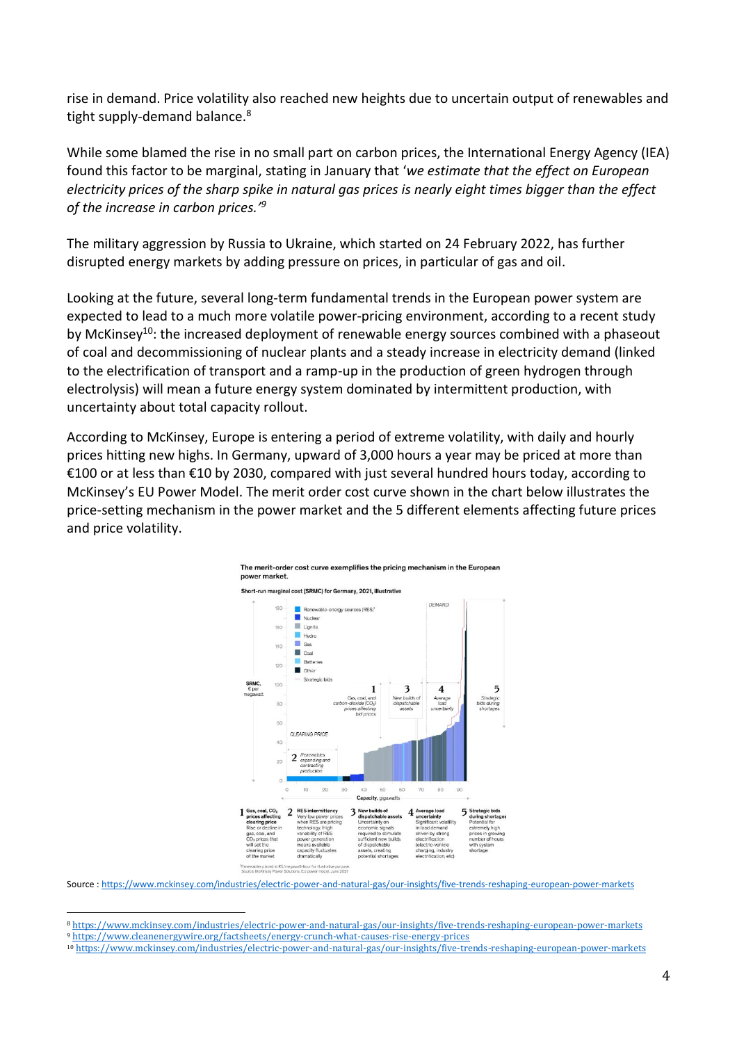rise in demand. Price volatility also reached new heights due to uncertain output of renewables and tight supply-demand balance.[8]

While some blamed the rise in no small part on carbon prices, the International Energy Agency (IEA) found this factor to be marginal, stating in January that '*we estimate that the effect on European electricity prices of the sharp spike in natural gas prices is nearly eight times bigger than the effect of the increase in carbon prices.'*[9]

The military aggression by Russia to Ukraine, which started on 24 February 2022, has further disrupted energy markets by adding pressure on prices, in particular of gas and oil.

Looking at the future, several long-term fundamental trends in the European power system are expected to lead to a much more volatile power-pricing environment, according to a recent study by McKinsey[10]: the increased deployment of renewable energy sources combined with a phaseout of coal and decommissioning of nuclear plants and a steady increase in electricity demand (linked to the electrification of transport and a ramp-up in the production of green hydrogen through electrolysis) will mean a future energy system dominated by intermittent production, with uncertainty about total capacity rollout.

According to McKinsey, Europe is entering a period of extreme volatility, with daily and hourly prices hitting new highs. In Germany, upward of 3,000 hours a year may be priced at more than €100 or at less than €10 by 2030, compared with just several hundred hours today, according to McKinsey's EU Power Model. The merit order cost curve shown in the chart below illustrates the price-setting mechanism in the power market and the 5 different elements affecting future prices and price volatility.

**The merit-order cost curve exemplifies the pricing mechanism in the European power market.**

Short-run marginal cost (SRMC) for Germany, 2021, illustrative

1 **Gas, coal, $CO_2$ prices affecting clearing price** Rise or decline in gas, coal, and $CO_2$ prices that power generation will set the clearing price of the market

2 **RES intermittency** Very low power prices when RES are pricing technology. High variability of RES means available capacity fluctuates dramatically

3 **New builds of dispatchable assets** Uncertainty on economic signals required to stimulate sufficient new builds of dispatchable assets, creating potential shortages

4 **Average load uncertainty** Significant volatility in load demand driven by strong electrification (electric-vehicle charging, industry electrification, etc)

5 **Strategic bids during shortages** Potential for extremely high prices in growing number of hours with system shortage

Source: McKinsey Power Solutions, EU power model, June 2021

Source : https://www.mckinsey.com/industries/electric-power-and-natural-gas/our-insights/five-trends-reshaping-european-power-markets

---

[8] https://www.mckinsey.com/industries/electric-power-and-natural-gas/our-insights/five-trends-reshaping-european-power-markets

[9] https://www.cleanenergywire.org/factsheets/energy-crunch-what-causes-rise-energy-prices

[10] https://www.mckinsey.com/industries/electric-power-and-natural-gas/our-insights/five-trends-reshaping-european-power-markets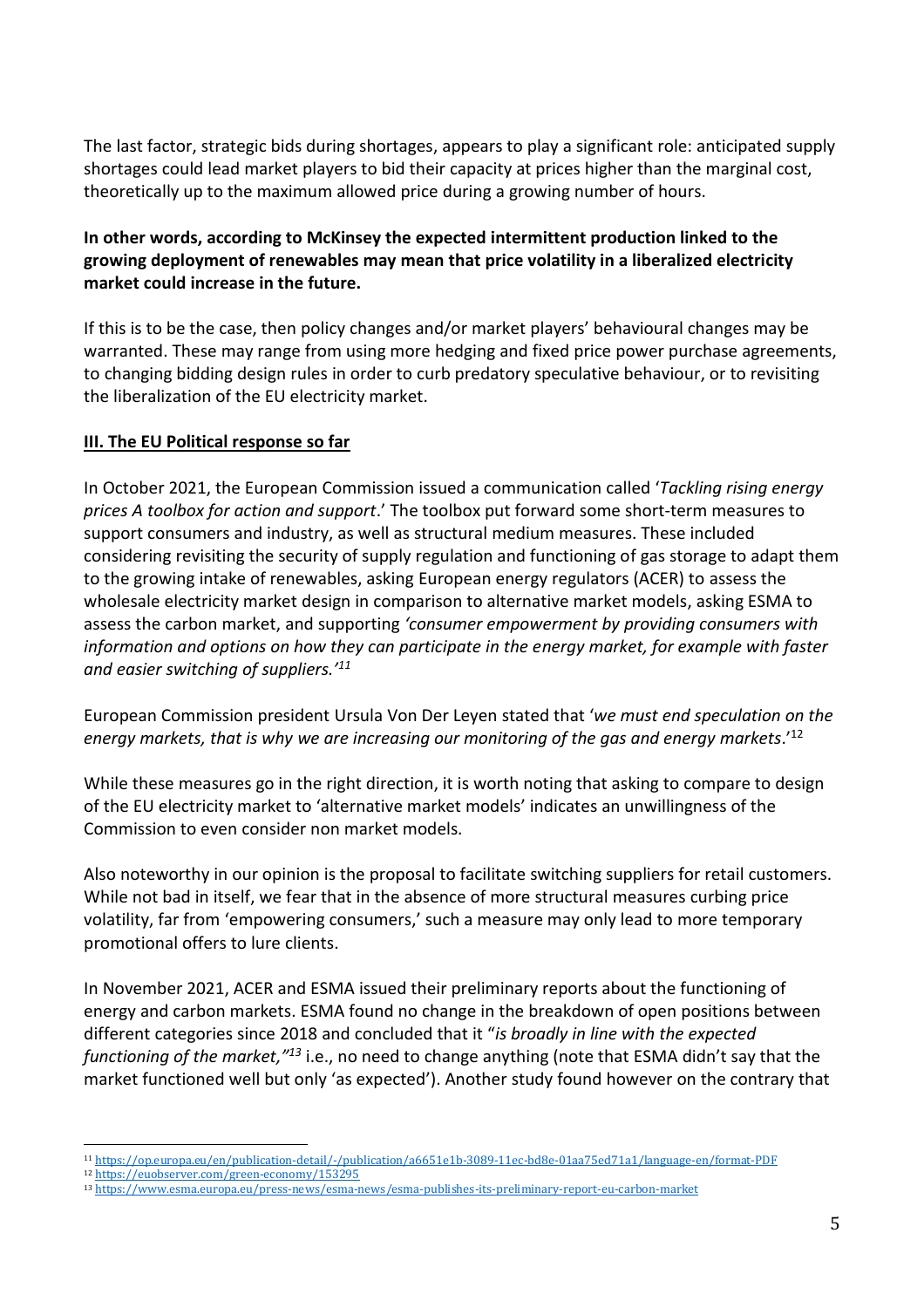The last factor, strategic bids during shortages, appears to play a significant role: anticipated supply shortages could lead market players to bid their capacity at prices higher than the marginal cost, theoretically up to the maximum allowed price during a growing number of hours.

**In other words, according to McKinsey the expected intermittent production linked to the growing deployment of renewables may mean that price volatility in a liberalized electricity market could increase in the future.**

If this is to be the case, then policy changes and/or market players' behavioural changes may be warranted. These may range from using more hedging and fixed price power purchase agreements, to changing bidding design rules in order to curb predatory speculative behaviour, or to revisiting the liberalization of the EU electricity market.

## III. The EU Political response so far

In October 2021, the European Commission issued a communication called '*Tackling rising energy prices A toolbox for action and support*.' The toolbox put forward some short-term measures to support consumers and industry, as well as structural medium measures. These included considering revisiting the security of supply regulation and functioning of gas storage to adapt them to the growing intake of renewables, asking European energy regulators (ACER) to assess the wholesale electricity market design in comparison to alternative market models, asking ESMA to assess the carbon market, and supporting *'consumer empowerment by providing consumers with information and options on how they can participate in the energy market, for example with faster and easier switching of suppliers.'*[11]

European Commission president Ursula Von Der Leyen stated that '*we must end speculation on the energy markets, that is why we are increasing our monitoring of the gas and energy markets*.'[12]

While these measures go in the right direction, it is worth noting that asking to compare to design of the EU electricity market to 'alternative market models' indicates an unwillingness of the Commission to even consider non market models.

Also noteworthy in our opinion is the proposal to facilitate switching suppliers for retail customers. While not bad in itself, we fear that in the absence of more structural measures curbing price volatility, far from 'empowering consumers,' such a measure may only lead to more temporary promotional offers to lure clients.

In November 2021, ACER and ESMA issued their preliminary reports about the functioning of energy and carbon markets. ESMA found no change in the breakdown of open positions between different categories since 2018 and concluded that it "*is broadly in line with the expected functioning of the market,"*[13] i.e., no need to change anything (note that ESMA didn't say that the market functioned well but only 'as expected'). Another study found however on the contrary that

---

[11] https://op.europa.eu/en/publication-detail/-/publication/a6651e1b-3089-11ec-bd8e-01aa75ed71a1/language-en/format-PDF

[12] https://euobserver.com/green-economy/153295

[13] https://www.esma.europa.eu/press-news/esma-news/esma-publishes-its-preliminary-report-eu-carbon-market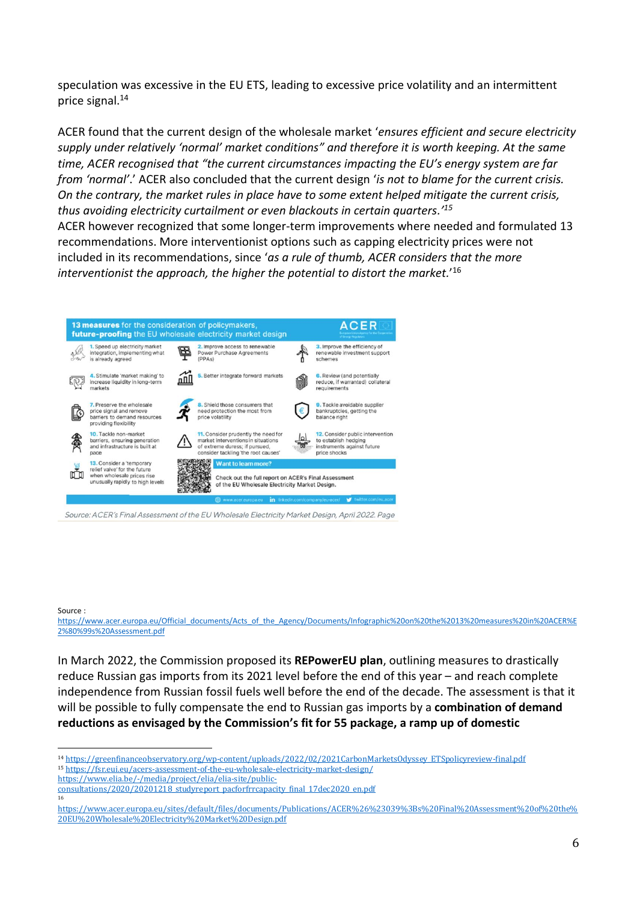speculation was excessive in the EU ETS, leading to excessive price volatility and an intermittent price signal.[14]

ACER found that the current design of the wholesale market '*ensures efficient and secure electricity supply under relatively 'normal' market conditions" and therefore it is worth keeping. At the same time, ACER recognised that "the current circumstances impacting the EU's energy system are far from 'normal'.*' ACER also concluded that the current design '*is not to blame for the current crisis. On the contrary, the market rules in place have to some extent helped mitigate the current crisis, thus avoiding electricity curtailment or even blackouts in certain quarters.'*[15]
ACER however recognized that some longer-term improvements where needed and formulated 13 recommendations. More interventionist options such as capping electricity prices were not included in its recommendations, since '*as a rule of thumb, ACER considers that the more interventionist the approach, the higher the potential to distort the market.*'[16]

**13 measures** for the consideration of policymakers, **future-proofing** the EU wholesale electricity market design

1. Speed up electricity market integration, implementing what is already agreed
2. Improve access to renewable Power Purchase Agreements (PPAs)
3. Improve the efficiency of renewable investment support schemes
4. Stimulate 'market making' to increase liquidity in long-term markets
5. Better integrate forward markets
6. Review (and potentially reduce, if warranted) collateral requirements
7. Preserve the wholesale price signal and remove barriers to demand resources providing flexibility
8. Shield those consumers that need protection the most from price volatility
9. Tackle avoidable supplier bankruptcies, getting the balance right
10. Tackle non-market barriers, ensuring generation and infrastructure is built at pace
11. Consider prudently the need for market interventions in situations of extreme duress; if pursued, consider tackling 'the root causes'
12. Consider public intervention to establish hedging instruments against future price shocks
13. Consider a 'temporary relief valve' for the future when wholesale prices rise unusually rapidly to high levels

Want to learn more?
Check out the full report on ACER's Final Assessment of the EU Wholesale Electricity Market Design.

www.acer.europa.eu | linkedin.com/company/eu-acer/ | twitter.com/eu_acer

*Source: ACER's Final Assessment of the EU Wholesale Electricity Market Design, April 2022. Page*

Source :
https://www.acer.europa.eu/Official_documents/Acts_of_the_Agency/Documents/Infographic%20on%20the%2013%20measures%20in%20ACER%E2%80%99s%20Assessment.pdf

In March 2022, the Commission proposed its **REPowerEU plan**, outlining measures to drastically reduce Russian gas imports from its 2021 level before the end of this year – and reach complete independence from Russian fossil fuels well before the end of the decade. The assessment is that it will be possible to fully compensate the end to Russian gas imports by a **combination of demand reductions as envisaged by the Commission's fit for 55 package, a ramp up of domestic**

---

[14] https://greenfinanceobservatory.org/wp-content/uploads/2022/02/2021CarbonMarketsOdyssey_ETSpolicyreview-final.pdf
[15] https://fsr.eui.eu/acers-assessment-of-the-eu-wholesale-electricity-market-design/
https://www.elia.be/-/media/project/elia/elia-site/public-consultations/2020/20201218_studyreport_pacforfrrcapacity_final_17dec2020_en.pdf
[16] https://www.acer.europa.eu/sites/default/files/documents/Publications/ACER%26%23039%3Bs%20Final%20Assessment%20of%20the%20EU%20Wholesale%20Electricity%20Market%20Design.pdf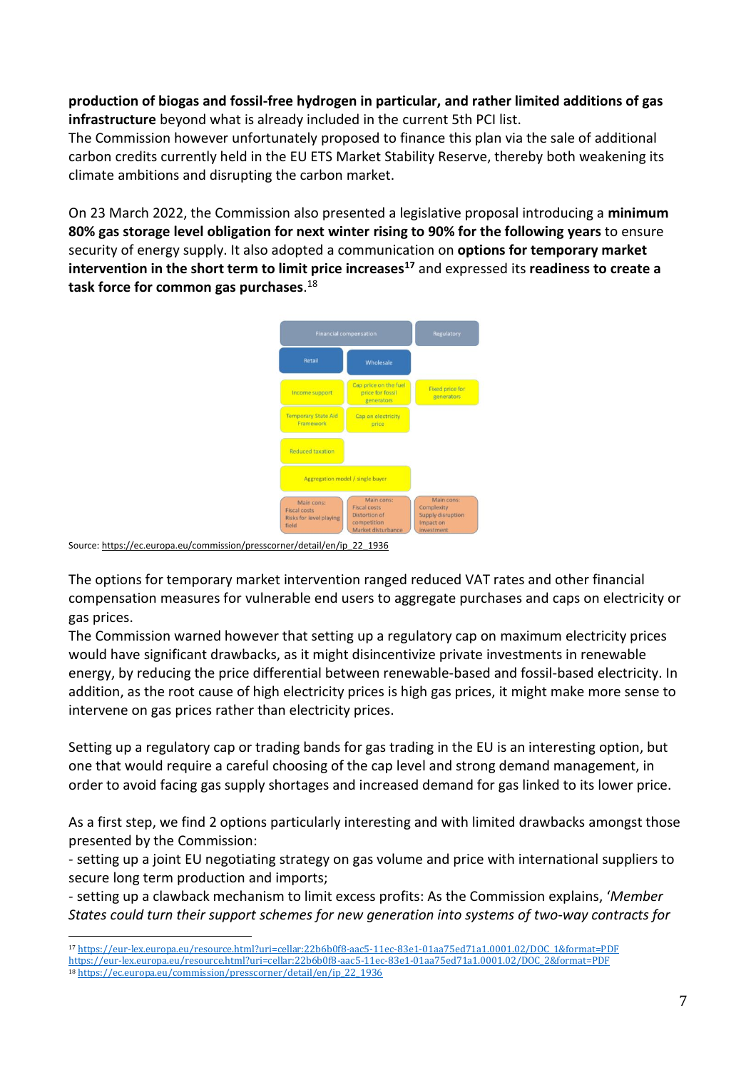**production of biogas and fossil-free hydrogen in particular, and rather limited additions of gas infrastructure** beyond what is already included in the current 5th PCI list.
The Commission however unfortunately proposed to finance this plan via the sale of additional carbon credits currently held in the EU ETS Market Stability Reserve, thereby both weakening its climate ambitions and disrupting the carbon market.

On 23 March 2022, the Commission also presented a legislative proposal introducing a **minimum 80% gas storage level obligation for next winter rising to 90% for the following years** to ensure security of energy supply. It also adopted a communication on **options for temporary market intervention in the short term to limit price increases**[17] and expressed its **readiness to create a task force for common gas purchases**.[18]

| Financial compensation | | Regulatory |
|---|---|---|
| Retail | Wholesale | |
| Income support | Cap price on the fuel price for fossil generators | Fixed price for generators |
| Temporary State Aid Framework | Cap on electricity price | |
| Reduced taxation | | |
| Aggregation model / single buyer | | |
| Main cons: Fiscal costs Risks for level playing field | Main cons: Fiscal costs Distortion of competition Market disturbance | Main cons: Complexity Supply disruption Impact on investment |

Source: https://ec.europa.eu/commission/presscorner/detail/en/ip_22_1936

The options for temporary market intervention ranged reduced VAT rates and other financial compensation measures for vulnerable end users to aggregate purchases and caps on electricity or gas prices.
The Commission warned however that setting up a regulatory cap on maximum electricity prices would have significant drawbacks, as it might disincentivize private investments in renewable energy, by reducing the price differential between renewable-based and fossil-based electricity. In addition, as the root cause of high electricity prices is high gas prices, it might make more sense to intervene on gas prices rather than electricity prices.

Setting up a regulatory cap or trading bands for gas trading in the EU is an interesting option, but one that would require a careful choosing of the cap level and strong demand management, in order to avoid facing gas supply shortages and increased demand for gas linked to its lower price.

As a first step, we find 2 options particularly interesting and with limited drawbacks amongst those presented by the Commission:
- setting up a joint EU negotiating strategy on gas volume and price with international suppliers to secure long term production and imports;
- setting up a clawback mechanism to limit excess profits: As the Commission explains, '*Member States could turn their support schemes for new generation into systems of two-way contracts for*

[17] https://eur-lex.europa.eu/resource.html?uri=cellar:22b6b0f8-aac5-11ec-83e1-01aa75ed71a1.0001.02/DOC_1&format=PDF
https://eur-lex.europa.eu/resource.html?uri=cellar:22b6b0f8-aac5-11ec-83e1-01aa75ed71a1.0001.02/DOC_2&format=PDF
[18] https://ec.europa.eu/commission/presscorner/detail/en/ip_22_1936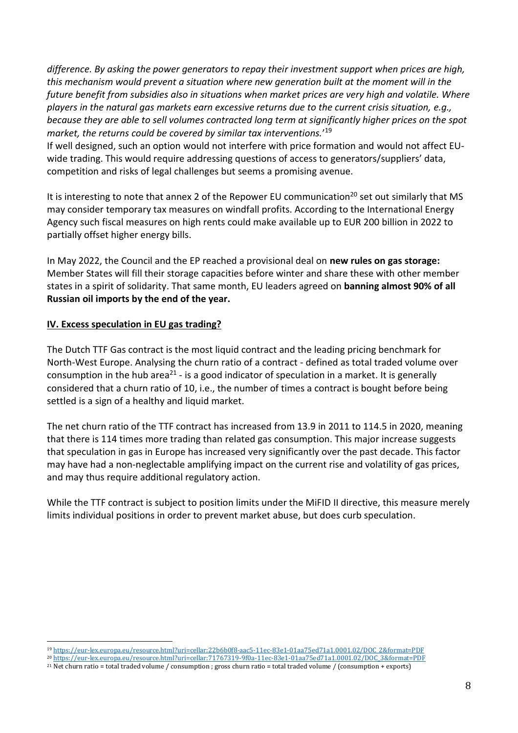*difference. By asking the power generators to repay their investment support when prices are high, this mechanism would prevent a situation where new generation built at the moment will in the future benefit from subsidies also in situations when market prices are very high and volatile. Where players in the natural gas markets earn excessive returns due to the current crisis situation, e.g., because they are able to sell volumes contracted long term at significantly higher prices on the spot market, the returns could be covered by similar tax interventions.*'[19]

If well designed, such an option would not interfere with price formation and would not affect EU-wide trading. This would require addressing questions of access to generators/suppliers' data, competition and risks of legal challenges but seems a promising avenue.

It is interesting to note that annex 2 of the Repower EU communication[20] set out similarly that MS may consider temporary tax measures on windfall profits. According to the International Energy Agency such fiscal measures on high rents could make available up to EUR 200 billion in 2022 to partially offset higher energy bills.

In May 2022, the Council and the EP reached a provisional deal on **new rules on gas storage:** Member States will fill their storage capacities before winter and share these with other member states in a spirit of solidarity. That same month, EU leaders agreed on **banning almost 90% of all Russian oil imports by the end of the year.**

## IV. Excess speculation in EU gas trading?

The Dutch TTF Gas contract is the most liquid contract and the leading pricing benchmark for North-West Europe. Analysing the churn ratio of a contract - defined as total traded volume over consumption in the hub area[21] - is a good indicator of speculation in a market. It is generally considered that a churn ratio of 10, i.e., the number of times a contract is bought before being settled is a sign of a healthy and liquid market.

The net churn ratio of the TTF contract has increased from 13.9 in 2011 to 114.5 in 2020, meaning that there is 114 times more trading than related gas consumption. This major increase suggests that speculation in gas in Europe has increased very significantly over the past decade. This factor may have had a non-neglectable amplifying impact on the current rise and volatility of gas prices, and may thus require additional regulatory action.

While the TTF contract is subject to position limits under the MiFID II directive, this measure merely limits individual positions in order to prevent market abuse, but does curb speculation.

---

[19] https://eur-lex.europa.eu/resource.html?uri=cellar:22b6b0f8-aac5-11ec-83e1-01aa75ed71a1.0001.02/DOC_2&format=PDF

[20] https://eur-lex.europa.eu/resource.html?uri=cellar:71767319-9f0a-11ec-83e1-01aa75ed71a1.0001.02/DOC_3&format=PDF

[21] Net churn ratio = total traded volume / consumption ; gross churn ratio = total traded volume / (consumption + exports)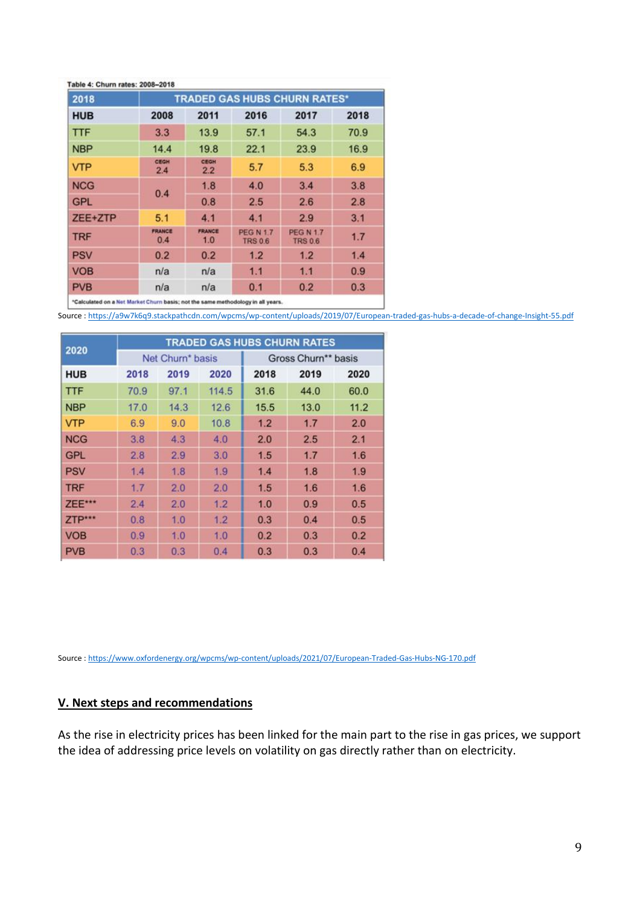Table 4: Churn rates: 2008–2018

| 2018 | TRADED GAS HUBS CHURN RATES* | | | | |
|---|---|---|---|---|---|
| HUB | 2008 | 2011 | 2016 | 2017 | 2018 |
| TTF | 3.3 | 13.9 | 57.1 | 54.3 | 70.9 |
| NBP | 14.4 | 19.8 | 22.1 | 23.9 | 16.9 |
| VTP | CEGH 2.4 | CEGH 2.2 | 5.7 | 5.3 | 6.9 |
| NCG | 0.4 | 1.8 | 4.0 | 3.4 | 3.8 |
| GPL | | 0.8 | 2.5 | 2.6 | 2.8 |
| ZEE+ZTP | 5.1 | 4.1 | 4.1 | 2.9 | 3.1 |
| TRF | FRANCE 0.4 | FRANCE 1.0 | PEG N 1.7 TRS 0.6 | PEG N 1.7 TRS 0.6 | 1.7 |
| PSV | 0.2 | 0.2 | 1.2 | 1.2 | 1.4 |
| VOB | n/a | n/a | 1.1 | 1.1 | 0.9 |
| PVB | n/a | n/a | 0.1 | 0.2 | 0.3 |

*Calculated on a Net Market Churn basis; not the same methodology in all years.

Source : https://a9w7k6q9.stackpathcdn.com/wpcms/wp-content/uploads/2019/07/European-traded-gas-hubs-a-decade-of-change-Insight-55.pdf

| 2020 | TRADED GAS HUBS CHURN RATES | | | | | |
|---|---|---|---|---|---|---|
| | Net Churn* basis | | | Gross Churn** basis | | |
| HUB | 2018 | 2019 | 2020 | 2018 | 2019 | 2020 |
| TTF | 70.9 | 97.1 | 114.5 | 31.6 | 44.0 | 60.0 |
| NBP | 17.0 | 14.3 | 12.6 | 15.5 | 13.0 | 11.2 |
| VTP | 6.9 | 9.0 | 10.8 | 1.2 | 1.7 | 2.0 |
| NCG | 3.8 | 4.3 | 4.0 | 2.0 | 2.5 | 2.1 |
| GPL | 2.8 | 2.9 | 3.0 | 1.5 | 1.7 | 1.6 |
| PSV | 1.4 | 1.8 | 1.9 | 1.4 | 1.8 | 1.9 |
| TRF | 1.7 | 2.0 | 2.0 | 1.5 | 1.6 | 1.6 |
| ZEE*** | 2.4 | 2.0 | 1.2 | 1.0 | 0.9 | 0.5 |
| ZTP*** | 0.8 | 1.0 | 1.2 | 0.3 | 0.4 | 0.5 |
| VOB | 0.9 | 1.0 | 1.0 | 0.2 | 0.3 | 0.2 |
| PVB | 0.3 | 0.3 | 0.4 | 0.3 | 0.3 | 0.4 |

Source : https://www.oxfordenergy.org/wpcms/wp-content/uploads/2021/07/European-Traded-Gas-Hubs-NG-170.pdf

## V. Next steps and recommendations

As the rise in electricity prices has been linked for the main part to the rise in gas prices, we support the idea of addressing price levels on volatility on gas directly rather than on electricity.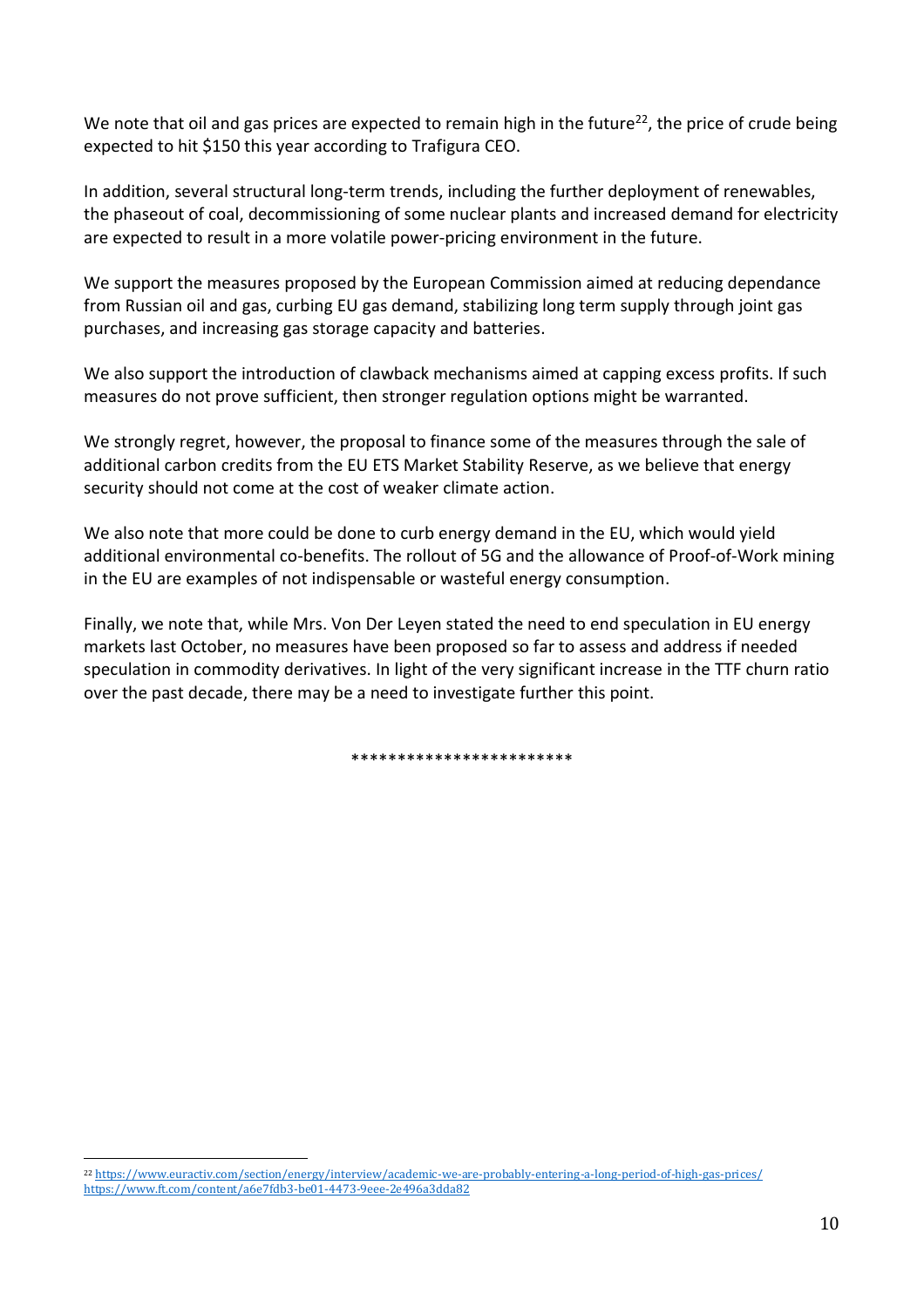We note that oil and gas prices are expected to remain high in the future[22], the price of crude being expected to hit $150 this year according to Trafigura CEO.

In addition, several structural long-term trends, including the further deployment of renewables, the phaseout of coal, decommissioning of some nuclear plants and increased demand for electricity are expected to result in a more volatile power-pricing environment in the future.

We support the measures proposed by the European Commission aimed at reducing dependance from Russian oil and gas, curbing EU gas demand, stabilizing long term supply through joint gas purchases, and increasing gas storage capacity and batteries.

We also support the introduction of clawback mechanisms aimed at capping excess profits. If such measures do not prove sufficient, then stronger regulation options might be warranted.

We strongly regret, however, the proposal to finance some of the measures through the sale of additional carbon credits from the EU ETS Market Stability Reserve, as we believe that energy security should not come at the cost of weaker climate action.

We also note that more could be done to curb energy demand in the EU, which would yield additional environmental co-benefits. The rollout of 5G and the allowance of Proof-of-Work mining in the EU are examples of not indispensable or wasteful energy consumption.

Finally, we note that, while Mrs. Von Der Leyen stated the need to end speculation in EU energy markets last October, no measures have been proposed so far to assess and address if needed speculation in commodity derivatives. In light of the very significant increase in the TTF churn ratio over the past decade, there may be a need to investigate further this point.

************************

[22] https://www.euractiv.com/section/energy/interview/academic-we-are-probably-entering-a-long-period-of-high-gas-prices/
https://www.ft.com/content/a6e7fdb3-be01-4473-9eee-2e496a3dda82